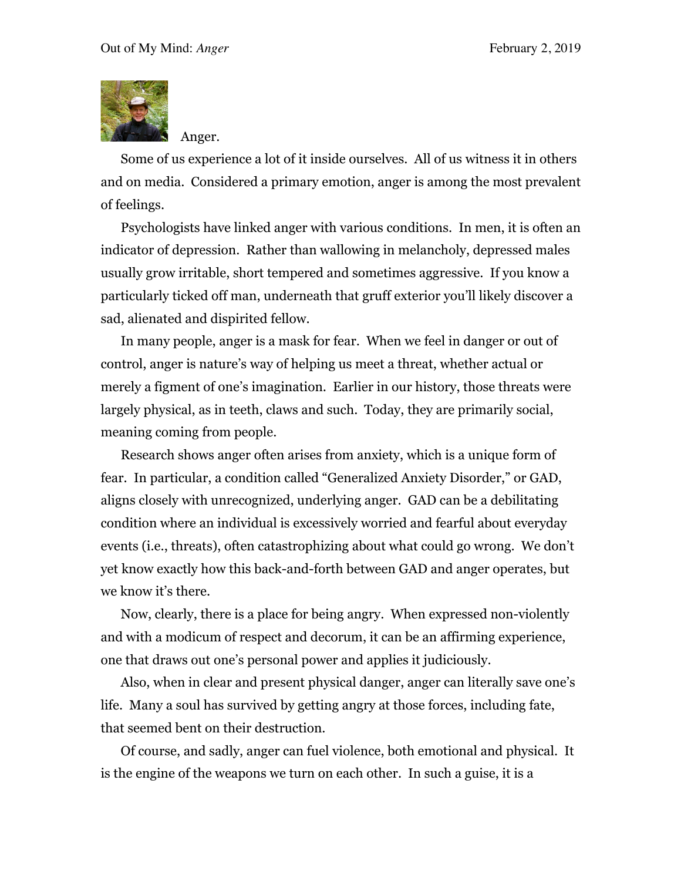Out of My Mind: *Anger* February 2, 2019

Anger.

Some of us experience a lot of it inside ourselves. All of us witness it in others and on media. Considered a primary emotion, anger is among the most prevalent of feelings.

Psychologists have linked anger with various conditions. In men, it is often an indicator of depression. Rather than wallowing in melancholy, depressed males usually grow irritable, short tempered and sometimes aggressive. If you know a particularly ticked off man, underneath that gruff exterior you'll likely discover a sad, alienated and dispirited fellow.

In many people, anger is a mask for fear. When we feel in danger or out of control, anger is nature's way of helping us meet a threat, whether actual or merely a figment of one's imagination. Earlier in our history, those threats were largely physical, as in teeth, claws and such. Today, they are primarily social, meaning coming from people.

Research shows anger often arises from anxiety, which is a unique form of fear. In particular, a condition called "Generalized Anxiety Disorder," or GAD, aligns closely with unrecognized, underlying anger. GAD can be a debilitating condition where an individual is excessively worried and fearful about everyday events (i.e., threats), often catastrophizing about what could go wrong. We don't yet know exactly how this back-and-forth between GAD and anger operates, but we know it's there.

Now, clearly, there is a place for being angry. When expressed non-violently and with a modicum of respect and decorum, it can be an affirming experience, one that draws out one's personal power and applies it judiciously.

Also, when in clear and present physical danger, anger can literally save one's life. Many a soul has survived by getting angry at those forces, including fate, that seemed bent on their destruction.

Of course, and sadly, anger can fuel violence, both emotional and physical. It is the engine of the weapons we turn on each other. In such a guise, it is a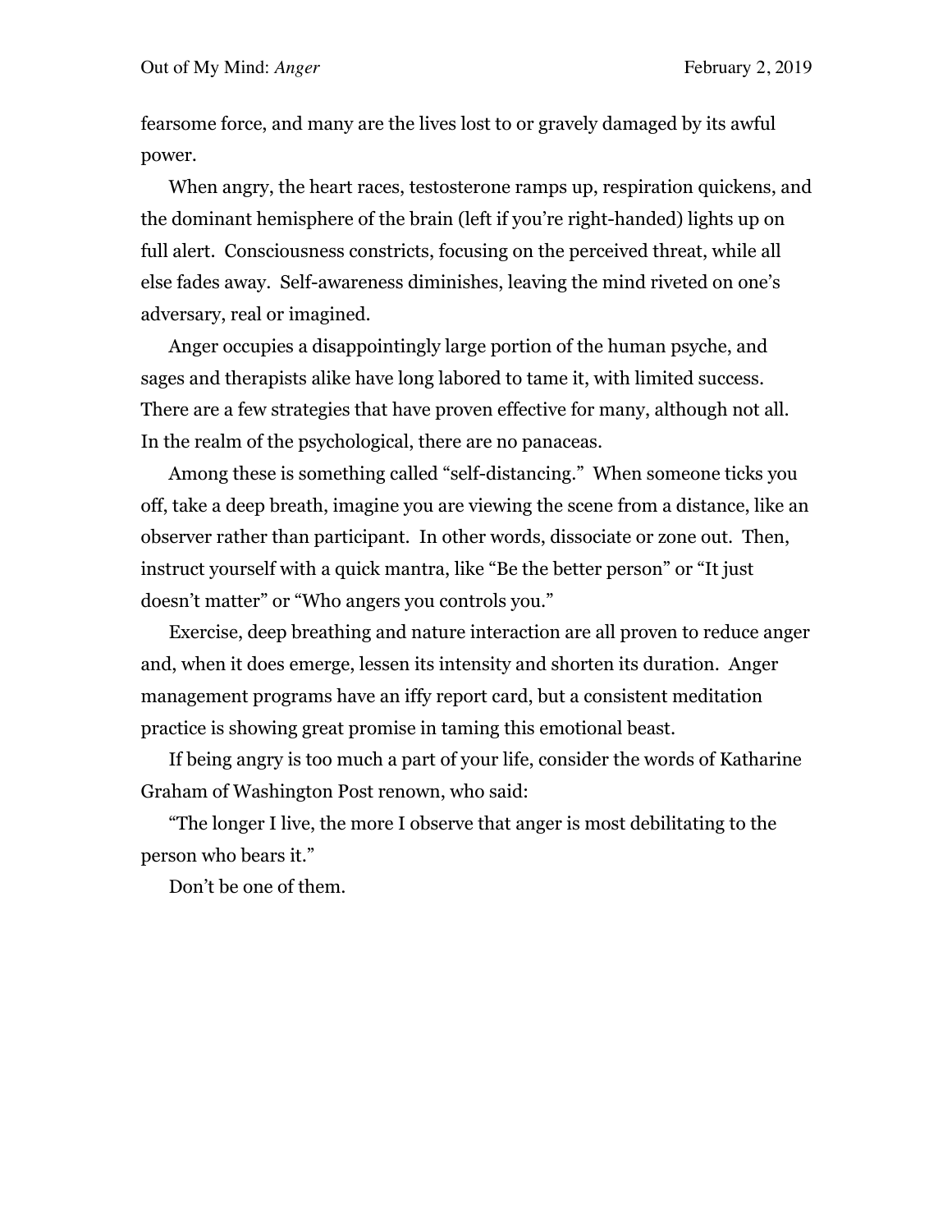fearsome force, and many are the lives lost to or gravely damaged by its awful power.

When angry, the heart races, testosterone ramps up, respiration quickens, and the dominant hemisphere of the brain (left if you're right-handed) lights up on full alert. Consciousness constricts, focusing on the perceived threat, while all else fades away. Self-awareness diminishes, leaving the mind riveted on one's adversary, real or imagined.

Anger occupies a disappointingly large portion of the human psyche, and sages and therapists alike have long labored to tame it, with limited success. There are a few strategies that have proven effective for many, although not all. In the realm of the psychological, there are no panaceas.

Among these is something called "self-distancing." When someone ticks you off, take a deep breath, imagine you are viewing the scene from a distance, like an observer rather than participant. In other words, dissociate or zone out. Then, instruct yourself with a quick mantra, like "Be the better person" or "It just doesn't matter" or "Who angers you controls you."

Exercise, deep breathing and nature interaction are all proven to reduce anger and, when it does emerge, lessen its intensity and shorten its duration. Anger management programs have an iffy report card, but a consistent meditation practice is showing great promise in taming this emotional beast.

If being angry is too much a part of your life, consider the words of Katharine Graham of Washington Post renown, who said:

"The longer I live, the more I observe that anger is most debilitating to the person who bears it."

Don't be one of them.